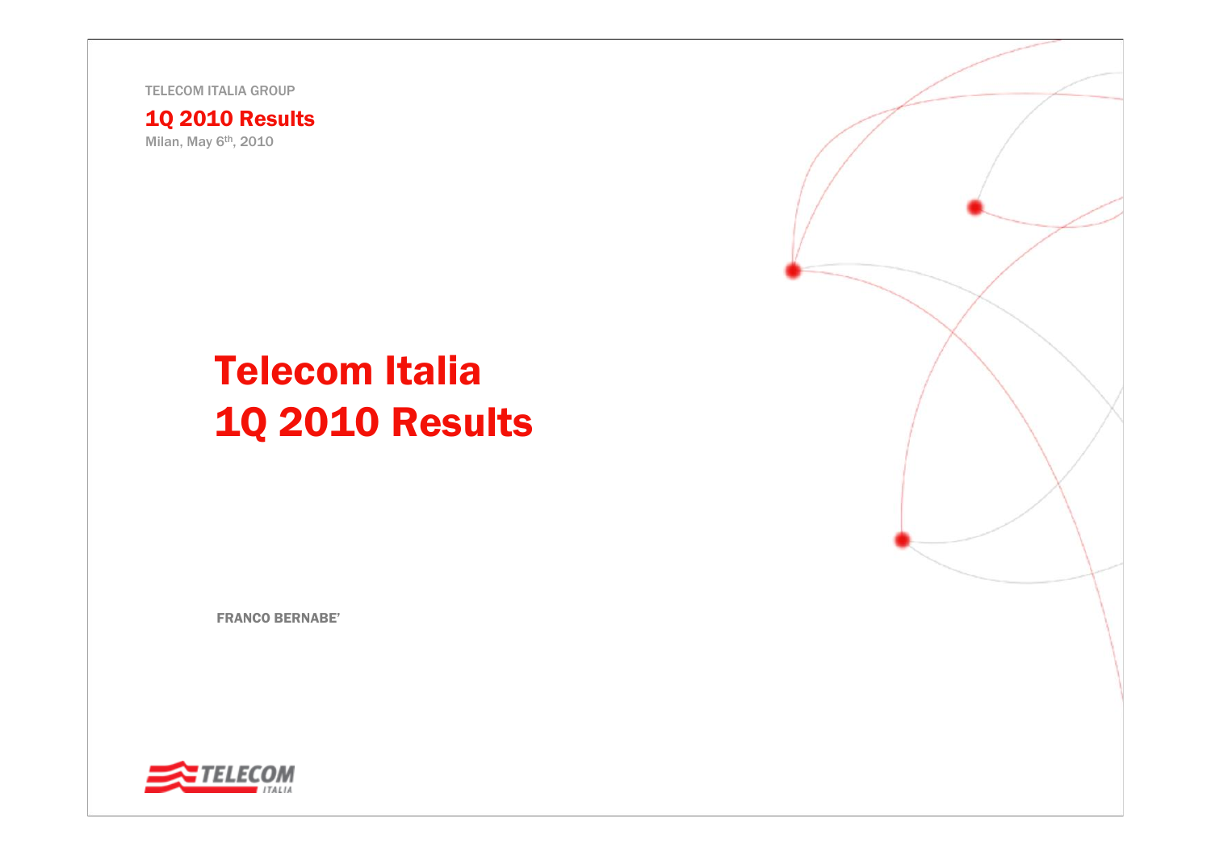TELECOM ITALIA GROUP

**1Q 2010 Results**

Milan, May 6th, 2010

# Telecom Italia
# 1Q 2010 Results

FRANCO BERNABE'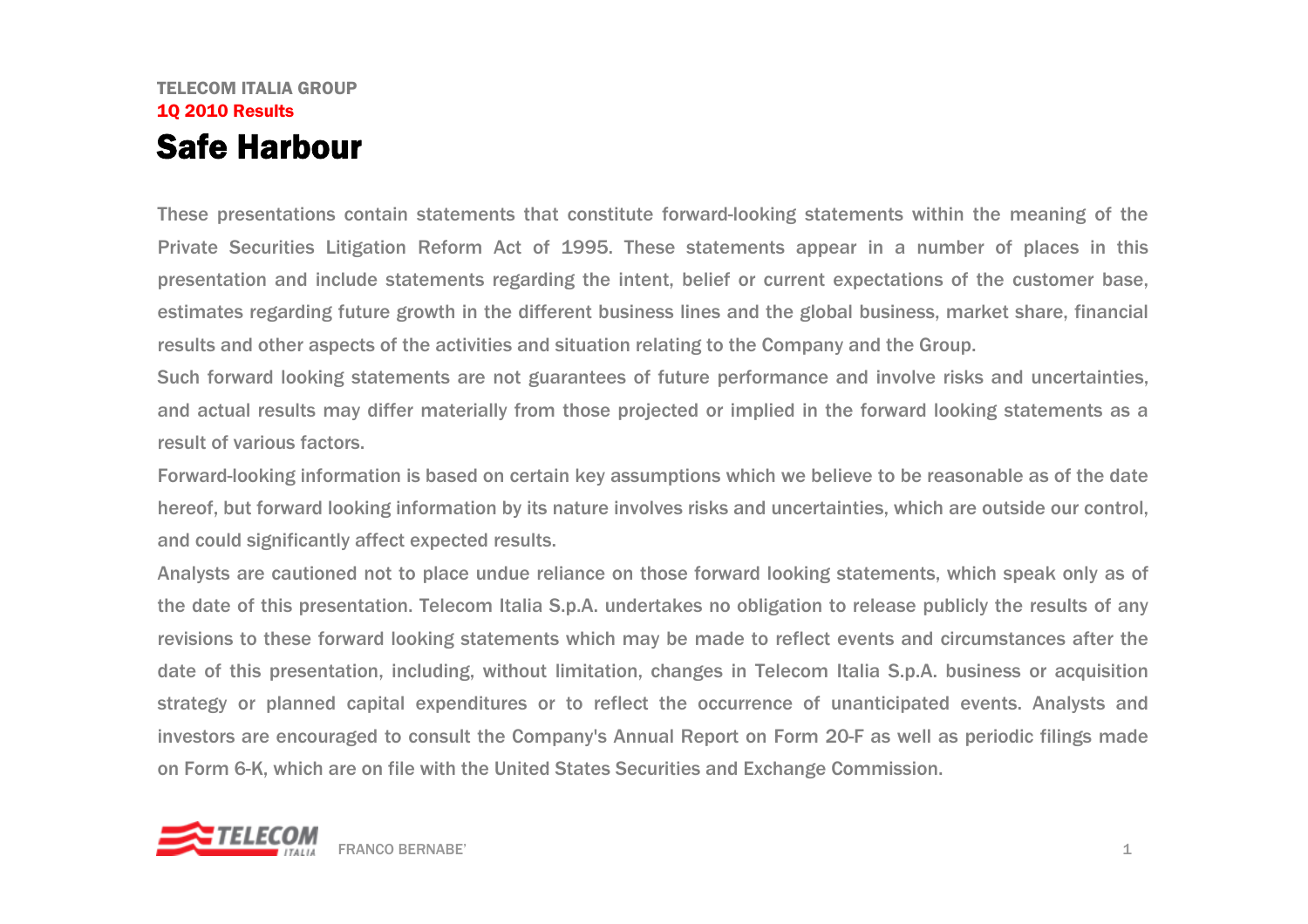TELECOM ITALIA GROUP

1Q 2010 Results

# Safe Harbour

These presentations contain statements that constitute forward-looking statements within the meaning of the Private Securities Litigation Reform Act of 1995. These statements appear in a number of places in this presentation and include statements regarding the intent, belief or current expectations of the customer base, estimates regarding future growth in the different business lines and the global business, market share, financial results and other aspects of the activities and situation relating to the Company and the Group.

Such forward looking statements are not guarantees of future performance and involve risks and uncertainties, and actual results may differ materially from those projected or implied in the forward looking statements as a result of various factors.

Forward-looking information is based on certain key assumptions which we believe to be reasonable as of the date hereof, but forward looking information by its nature involves risks and uncertainties, which are outside our control, and could significantly affect expected results.

Analysts are cautioned not to place undue reliance on those forward looking statements, which speak only as of the date of this presentation. Telecom Italia S.p.A. undertakes no obligation to release publicly the results of any revisions to these forward looking statements which may be made to reflect events and circumstances after the date of this presentation, including, without limitation, changes in Telecom Italia S.p.A. business or acquisition strategy or planned capital expenditures or to reflect the occurrence of unanticipated events. Analysts and investors are encouraged to consult the Company's Annual Report on Form 20-F as well as periodic filings made on Form 6-K, which are on file with the United States Securities and Exchange Commission.

FRANCO BERNABE'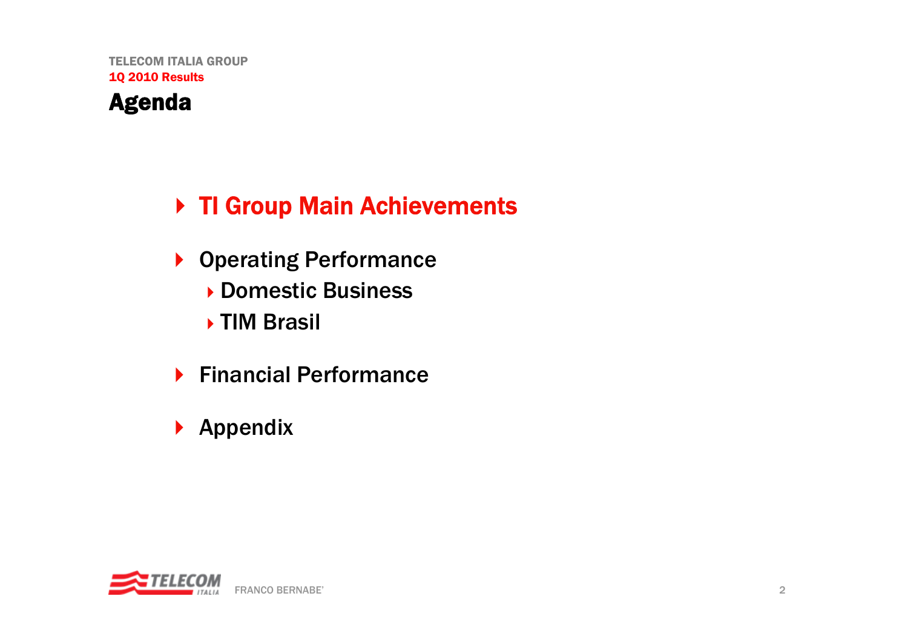# Agenda

- TI Group Main Achievements
- Operating Performance
  - Domestic Business
  - TIM Brasil
- Financial Performance
- Appendix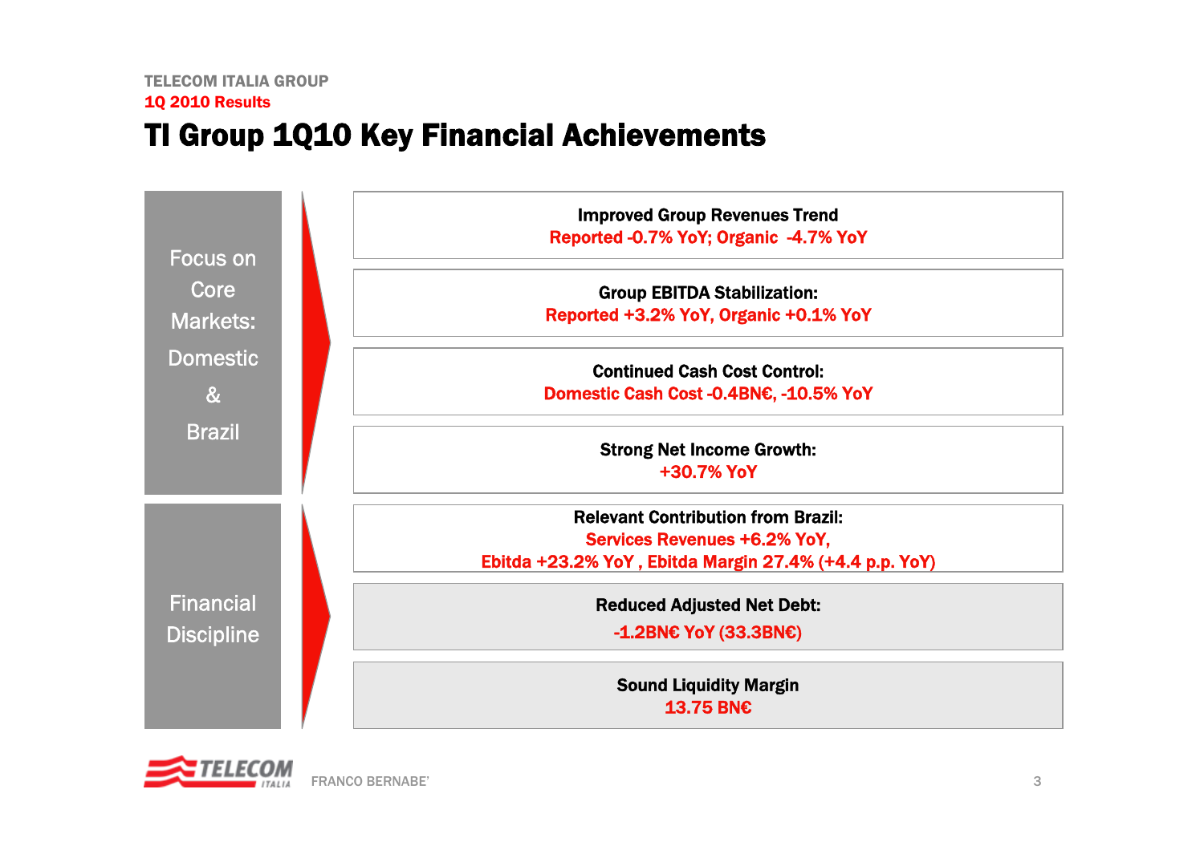TELECOM ITALIA GROUP

**1Q 2010 Results**

# TI Group 1Q10 Key Financial Achievements

## Focus on Core Markets: Domestic & Brazil

**Improved Group Revenues Trend**
Reported -0.7% YoY; Organic -4.7% YoY

**Group EBITDA Stabilization:**
Reported +3.2% YoY, Organic +0.1% YoY

**Continued Cash Cost Control:**
Domestic Cash Cost -0.4BN€, -10.5% YoY

**Strong Net Income Growth:**
+30.7% YoY

**Relevant Contribution from Brazil:**
Services Revenues +6.2% YoY,
Ebitda +23.2% YoY , Ebitda Margin 27.4% (+4.4 p.p. YoY)

## Financial Discipline

**Reduced Adjusted Net Debt:**
-1.2BN€ YoY (33.3BN€)

**Sound Liquidity Margin**
13.75 BN€

FRANCO BERNABE'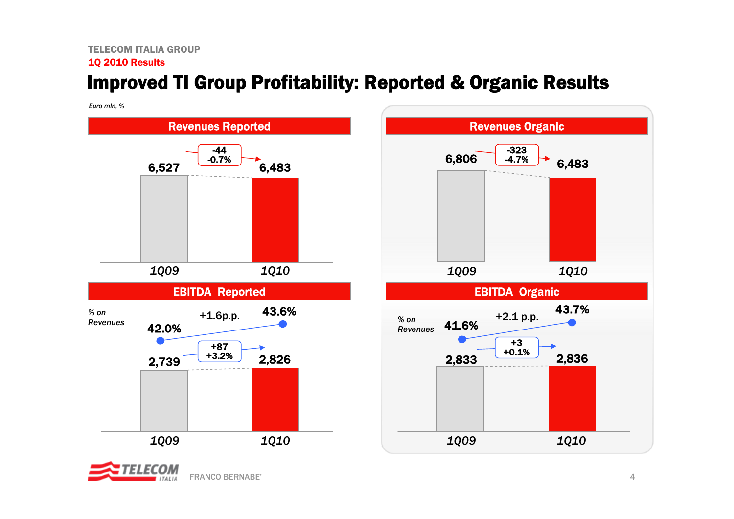TELECOM ITALIA GROUP

1Q 2010 Results

# Improved TI Group Profitability: Reported & Organic Results

*Euro mln, %*

## Revenues Reported

| | 1Q09 | 1Q10 | Change |
|---|---|---|---|
| Revenues | 6,527 | 6,483 | -44 / -0.7% |

## Revenues Organic

| | 1Q09 | 1Q10 | Change |
|---|---|---|---|
| Revenues | 6,806 | 6,483 | -323 / -4.7% |

## EBITDA Reported

| | 1Q09 | 1Q10 | Change |
|---|---|---|---|
| EBITDA | 2,739 | 2,826 | +87 / +3.2% |
| *% on Revenues* | 42.0% | 43.6% | +1.6p.p. |

## EBITDA Organic

| | 1Q09 | 1Q10 | Change |
|---|---|---|---|
| EBITDA | 2,833 | 2,836 | +3 / +0.1% |
| *% on Revenues* | 41.6% | 43.7% | +2.1 p.p. |

FRANCO BERNABE'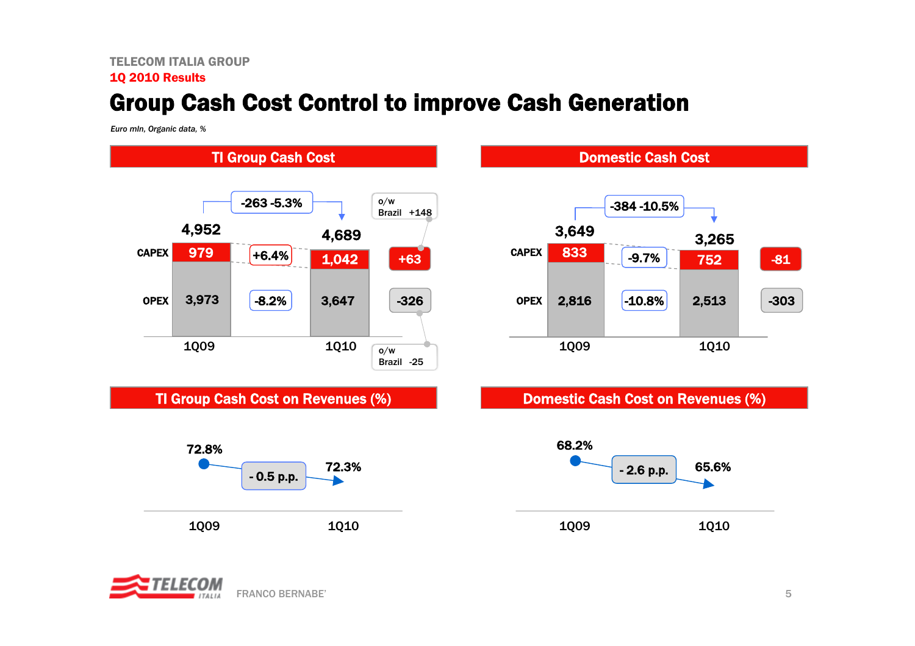TELECOM ITALIA GROUP

**1Q 2010 Results**

# Group Cash Cost Control to improve Cash Generation

*Euro mln, Organic data, %*

## TI Group Cash Cost

| | 1Q09 | Δ % | 1Q10 | Δ |
|---|---|---|---|---|
| CAPEX | 979 | +6.4% | 1,042 | +63 (o/w Brazil +148) |
| OPEX | 3,973 | -8.2% | 3,647 | -326 (o/w Brazil -25) |
| Total | 4,952 | -263 -5.3% | 4,689 | |

## Domestic Cash Cost

| | 1Q09 | Δ % | 1Q10 | Δ |
|---|---|---|---|---|
| CAPEX | 833 | -9.7% | 752 | -81 |
| OPEX | 2,816 | -10.8% | 2,513 | -303 |
| Total | 3,649 | -384 -10.5% | 3,265 | |

## TI Group Cash Cost on Revenues (%)

| 1Q09 | Δ | 1Q10 |
|---|---|---|
| 72.8% | - 0.5 p.p. | 72.3% |

## Domestic Cash Cost on Revenues (%)

| 1Q09 | Δ | 1Q10 |
|---|---|---|
| 68.2% | - 2.6 p.p. | 65.6% |

FRANCO BERNABE'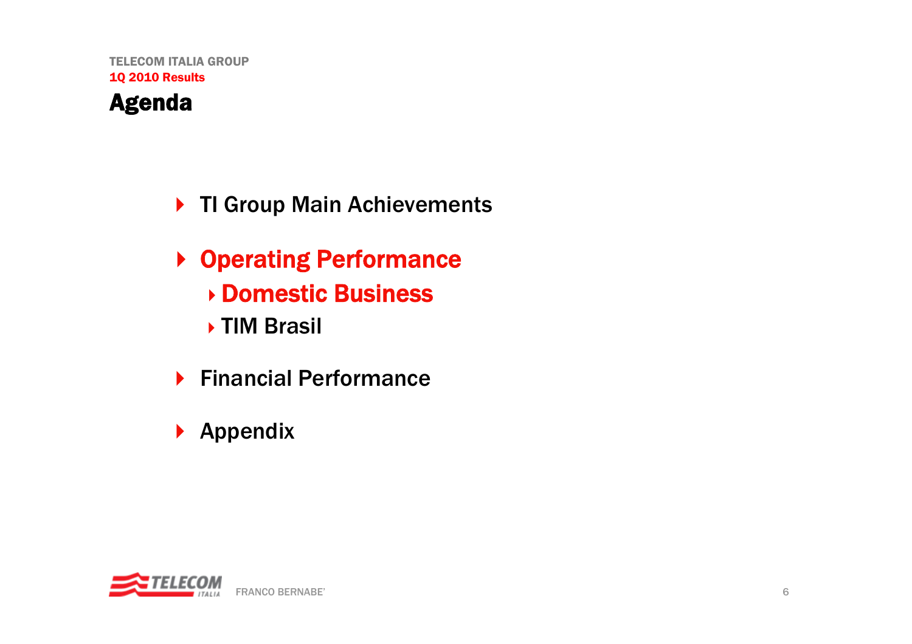## Agenda

- TI Group Main Achievements
- **Operating Performance**
  - **Domestic Business**
  - TIM Brasil
- Financial Performance
- Appendix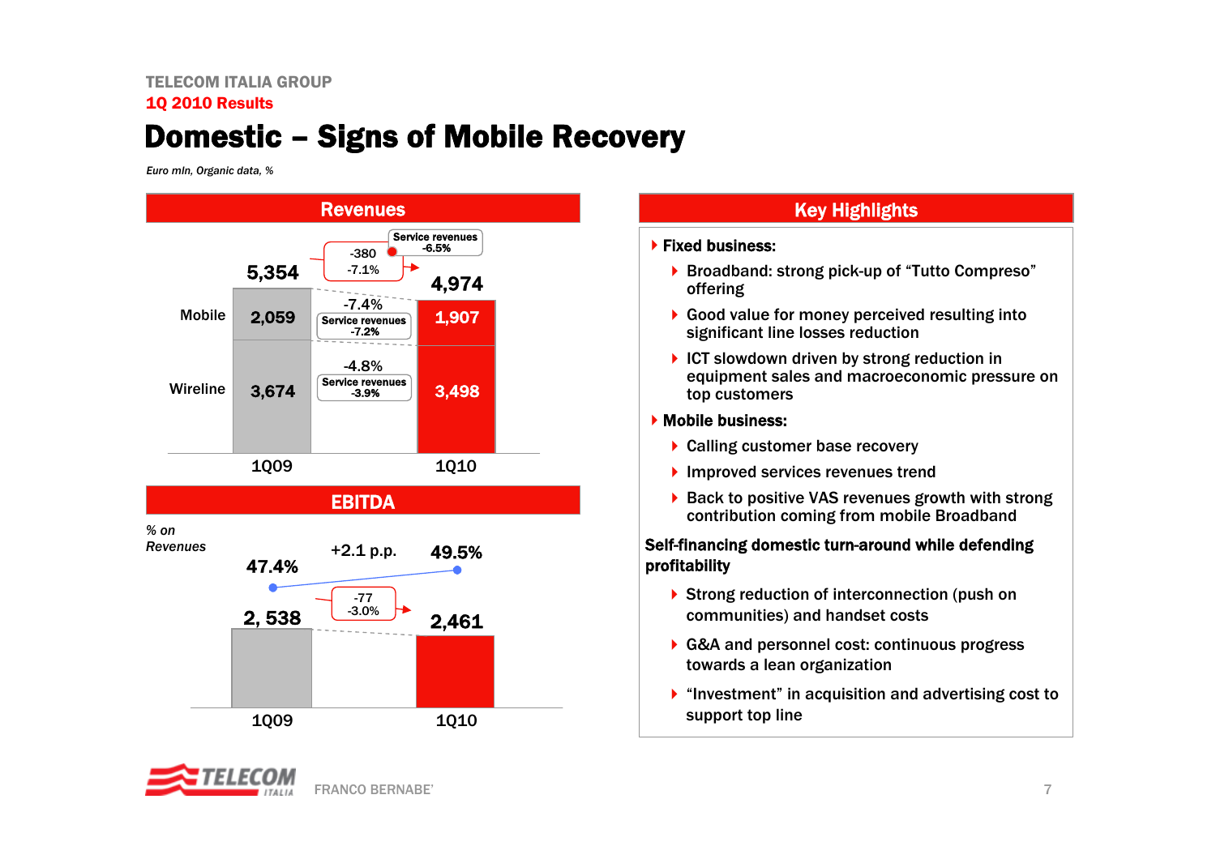TELECOM ITALIA GROUP

1Q 2010 Results

# Domestic – Signs of Mobile Recovery

*Euro mln, Organic data, %*

## Revenues

| | 1Q09 | Change | 1Q10 |
|---|---|---|---|
| Mobile | 2,059 | -7.4% (Service revenues -7.2%) | 1,907 |
| Wireline | 3,674 | -4.8% (Service revenues -3.9%) | 3,498 |
| Total | 5,354 | -380 / -7.1% (Service revenues -6.5%) | 4,974 |

## EBITDA

| | 1Q09 | Change | 1Q10 |
|---|---|---|---|
| EBITDA | 2, 538 | -77 / -3.0% | 2,461 |
| % on Revenues | 47.4% | +2.1 p.p. | 49.5% |

## Key Highlights

- **Fixed business:**
  - Broadband: strong pick-up of "Tutto Compreso" offering
  - Good value for money perceived resulting into significant line losses reduction
  - ICT slowdown driven by strong reduction in equipment sales and macroeconomic pressure on top customers
- **Mobile business:**
  - Calling customer base recovery
  - Improved services revenues trend
  - Back to positive VAS revenues growth with strong contribution coming from mobile Broadband

**Self-financing domestic turn-around while defending profitability**

- Strong reduction of interconnection (push on communities) and handset costs
- G&A and personnel cost: continuous progress towards a lean organization
- "Investment" in acquisition and advertising cost to support top line

FRANCO BERNABE'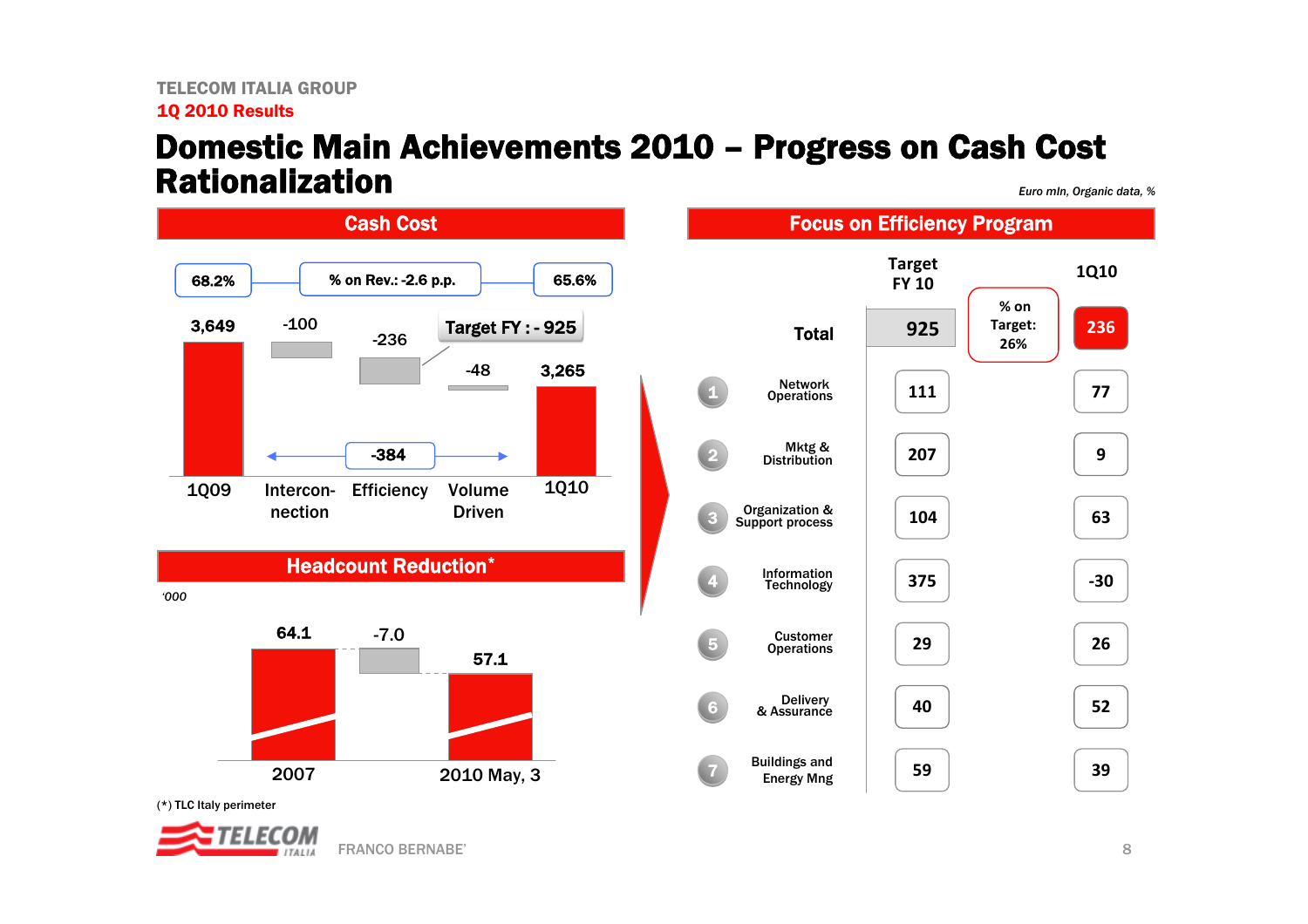TELECOM ITALIA GROUP

1Q 2010 Results

# Domestic Main Achievements 2010 – Progress on Cash Cost Rationalization

*Euro mln, Organic data, %*

## Cash Cost

68.2% — % on Rev.: -2.6 p.p. — 65.6%

| 1Q09 | Interconnection | Efficiency | Volume Driven | 1Q10 |
|---|---|---|---|---|
| 3,649 | -100 | -236 | -48 | 3,265 |

Target FY : - 925

Interconnection + Efficiency + Volume Driven: -384

## Headcount Reduction*

'000

| 2007 | Change | 2010 May, 3 |
|---|---|---|
| 64.1 | -7.0 | 57.1 |

(*) TLC Italy perimeter

## Focus on Efficiency Program

% on Target: 26%

| | Target FY 10 | 1Q10 |
|---|---|---|
| **Total** | 925 | 236 |
| 1 Network Operations | 111 | 77 |
| 2 Mktg & Distribution | 207 | 9 |
| 3 Organization & Support process | 104 | 63 |
| 4 Information Technology | 375 | -30 |
| 5 Customer Operations | 29 | 26 |
| 6 Delivery & Assurance | 40 | 52 |
| 7 Buildings and Energy Mng | 59 | 39 |

FRANCO BERNABE'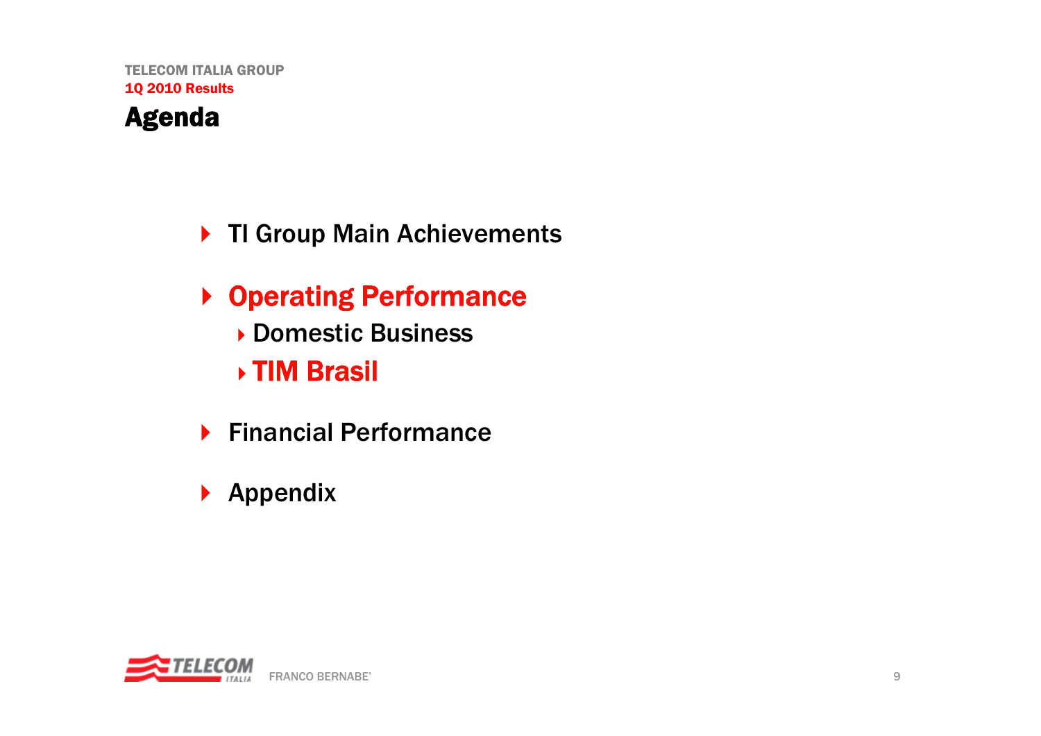TELECOM ITALIA GROUP

1Q 2010 Results

# Agenda

- TI Group Main Achievements
- Operating Performance
  - Domestic Business
  - TIM Brasil
- Financial Performance
- Appendix

FRANCO BERNABE'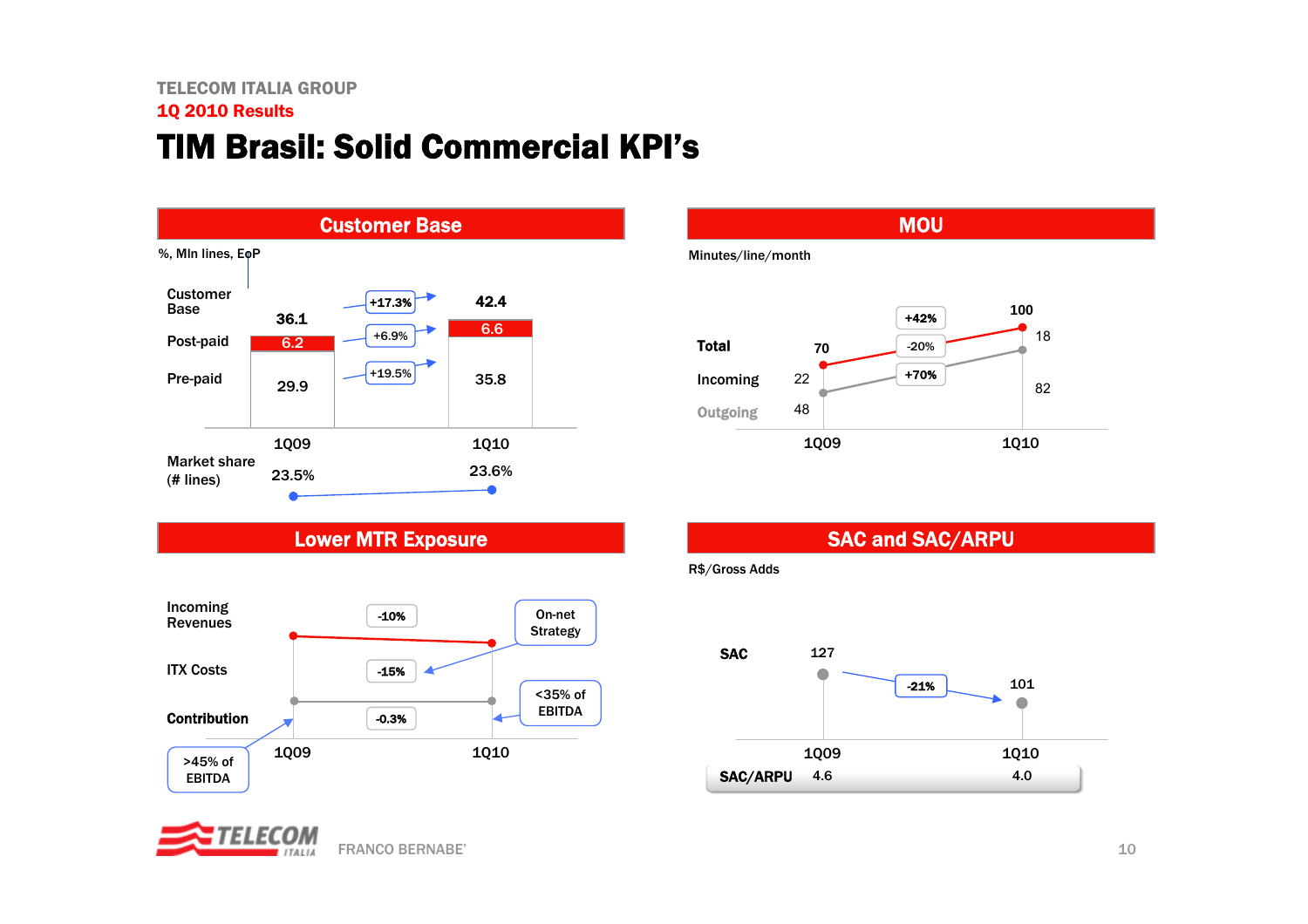TELECOM ITALIA GROUP

1Q 2010 Results

# TIM Brasil: Solid Commercial KPI's

## Customer Base

%, Mln lines, EoP

| | 1Q09 | Change | 1Q10 |
|---|---|---|---|
| Customer Base | 36.1 | +17.3% | 42.4 |
| Post-paid | 6.2 | +6.9% | 6.6 |
| Pre-paid | 29.9 | +19.5% | 35.8 |
| Market share (# lines) | 23.5% | | 23.6% |

## MOU

Minutes/line/month

| | 1Q09 | Change | 1Q10 |
|---|---|---|---|
| Total | 70 | +42% | 100 |
| Incoming | 22 | -20% | 18 |
| Outgoing | 48 | +70% | 82 |

## Lower MTR Exposure

| | 1Q09 | Change | 1Q10 |
|---|---|---|---|
| Incoming Revenues | | -10% | |
| ITX Costs | | -15% | |
| Contribution | | -0.3% | |

- On-net Strategy
- >45% of EBITDA (1Q09)
- <35% of EBITDA (1Q10)

## SAC and SAC/ARPU

R$/Gross Adds

| | 1Q09 | Change | 1Q10 |
|---|---|---|---|
| SAC | 127 | -21% | 101 |
| SAC/ARPU | 4.6 | | 4.0 |

FRANCO BERNABE'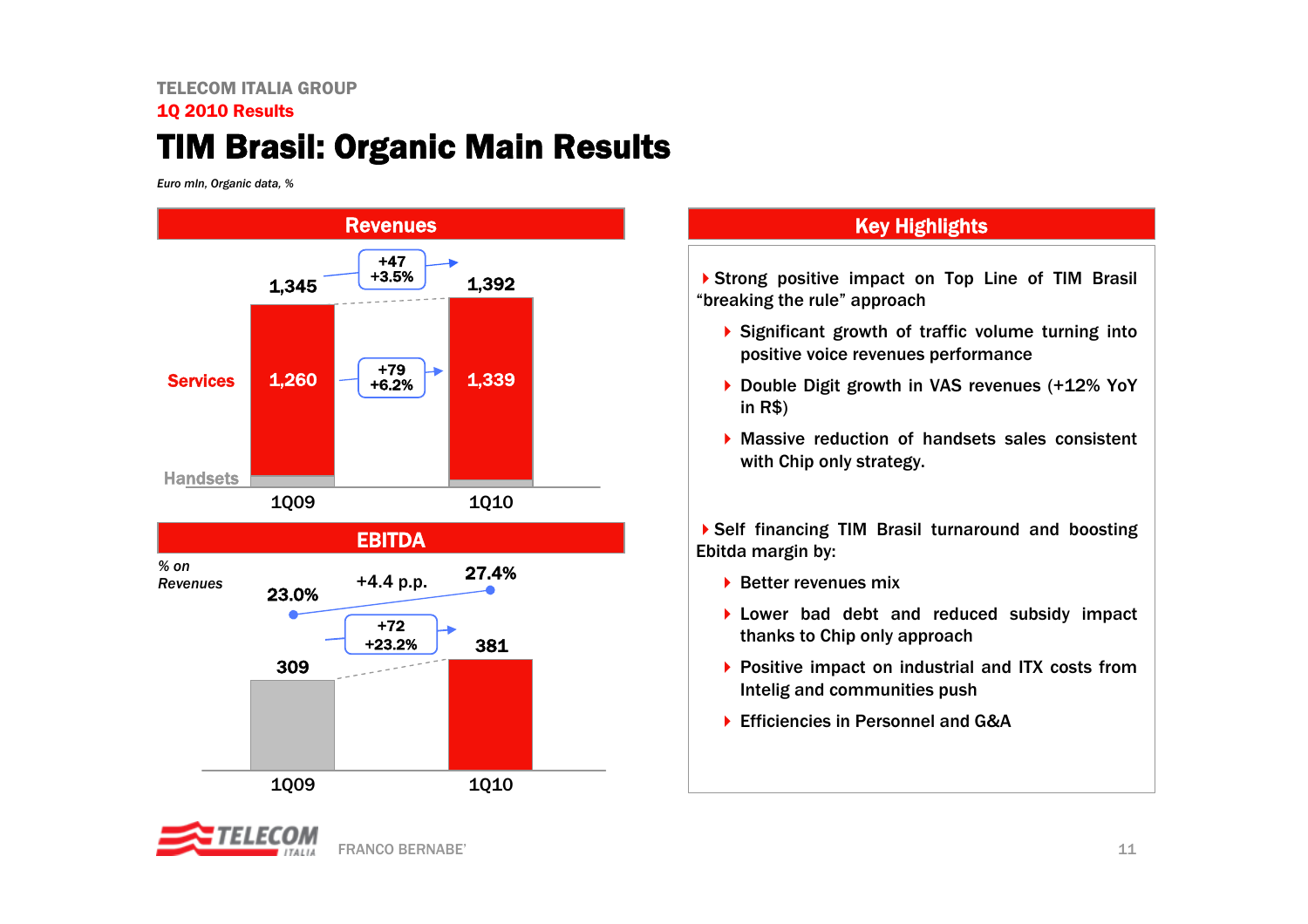TELECOM ITALIA GROUP

**1Q 2010 Results**

# TIM Brasil: Organic Main Results

*Euro mln, Organic data, %*

## Revenues

| | 1Q09 | Change | 1Q10 |
|---|---|---|---|
| Total | 1,345 | +47 / +3.5% | 1,392 |
| Services | 1,260 | +79 / +6.2% | 1,339 |
| Handsets | | | |

## EBITDA

| | 1Q09 | Change | 1Q10 |
|---|---|---|---|
| EBITDA | 309 | +72 / +23.2% | 381 |
| % on Revenues | 23.0% | +4.4 p.p. | 27.4% |

## Key Highlights

- Strong positive impact on Top Line of TIM Brasil "breaking the rule" approach
  - Significant growth of traffic volume turning into positive voice revenues performance
  - Double Digit growth in VAS revenues (+12% YoY in R$)
  - Massive reduction of handsets sales consistent with Chip only strategy.
- Self financing TIM Brasil turnaround and boosting Ebitda margin by:
  - Better revenues mix
  - Lower bad debt and reduced subsidy impact thanks to Chip only approach
  - Positive impact on industrial and ITX costs from Intelig and communities push
  - Efficiencies in Personnel and G&A

FRANCO BERNABE'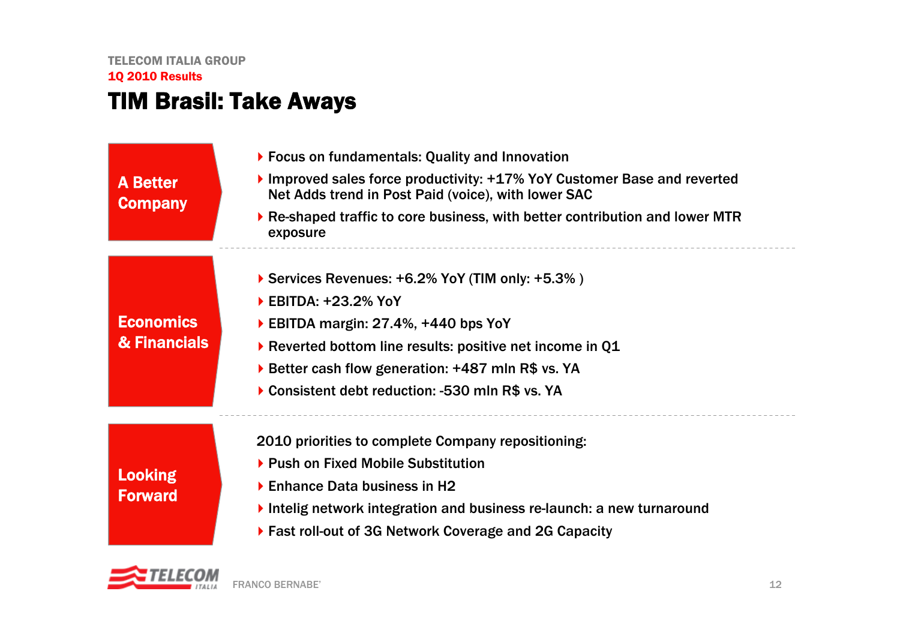TELECOM ITALIA GROUP

1Q 2010 Results

# TIM Brasil: Take Aways

## A Better Company

- Focus on fundamentals: Quality and Innovation
- Improved sales force productivity: +17% YoY Customer Base and reverted Net Adds trend in Post Paid (voice), with lower SAC
- Re-shaped traffic to core business, with better contribution and lower MTR exposure

## Economics & Financials

- Services Revenues: +6.2% YoY (TIM only: +5.3% )
- EBITDA: +23.2% YoY
- EBITDA margin: 27.4%, +440 bps YoY
- Reverted bottom line results: positive net income in Q1
- Better cash flow generation: +487 mln R$ vs. YA
- Consistent debt reduction: -530 mln R$ vs. YA

## Looking Forward

2010 priorities to complete Company repositioning:

- Push on Fixed Mobile Substitution
- Enhance Data business in H2
- Intelig network integration and business re-launch: a new turnaround
- Fast roll-out of 3G Network Coverage and 2G Capacity

FRANCO BERNABE'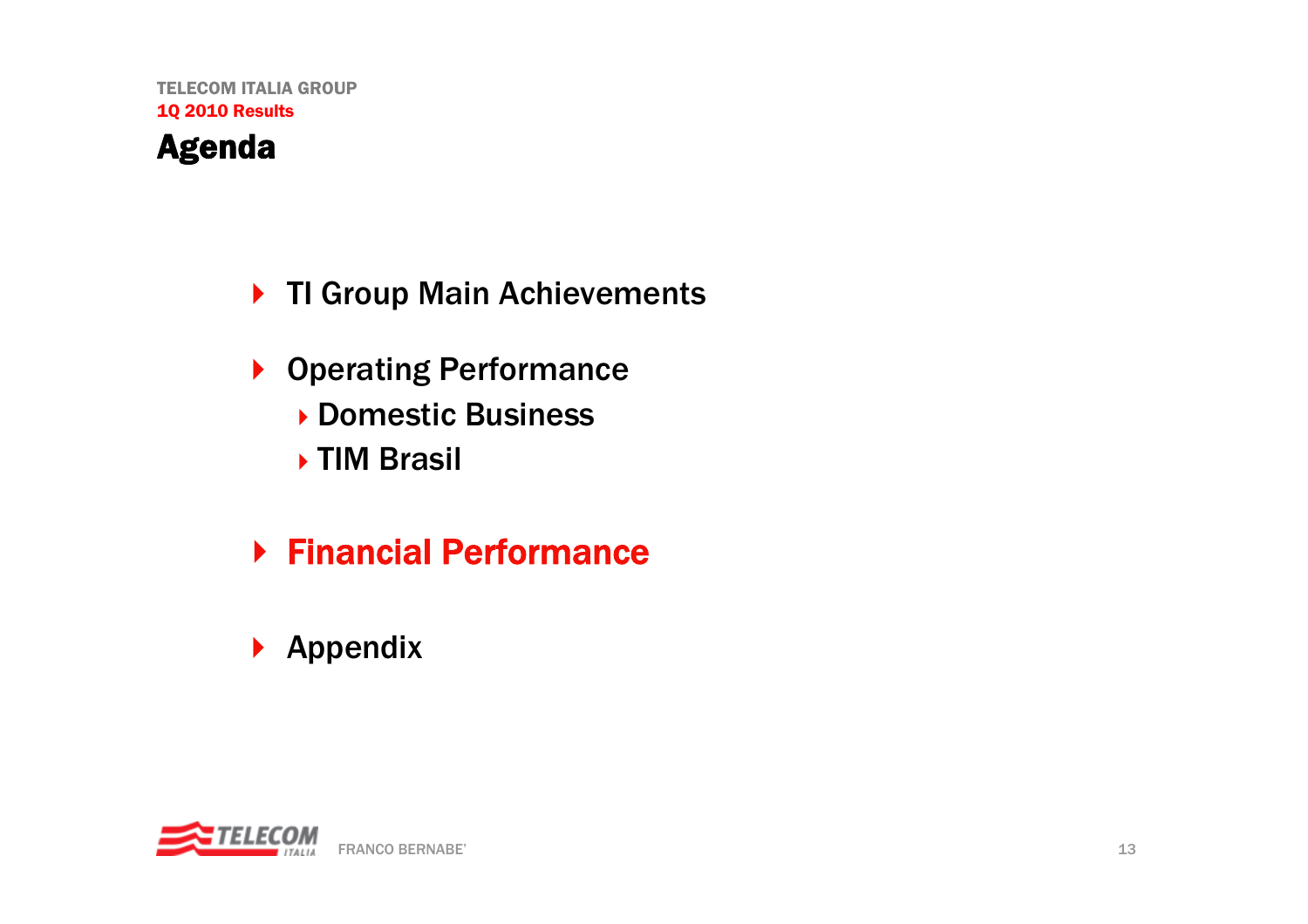# Agenda

- TI Group Main Achievements
- Operating Performance
  - Domestic Business
  - TIM Brasil
- **Financial Performance**
- Appendix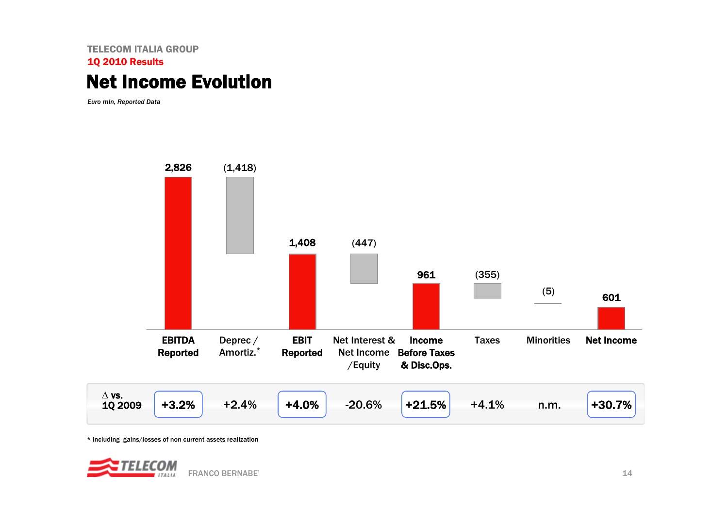TELECOM ITALIA GROUP

**1Q 2010 Results**

# Net Income Evolution

*Euro mln, Reported Data*

| | EBITDA Reported | Deprec / Amortiz.* | EBIT Reported | Net Interest & Net Income /Equity | Income Before Taxes & Disc.Ops. | Taxes | Minorities | Net Income |
|---|---|---|---|---|---|---|---|---|
| Euro mln | 2,826 | (1,418) | 1,408 | (447) | 961 | (355) | (5) | 601 |
| Δ vs. 1Q 2009 | +3.2% | +2.4% | +4.0% | -20.6% | +21.5% | +4.1% | n.m. | +30.7% |

\* Including gains/losses of non current assets realization

FRANCO BERNABE'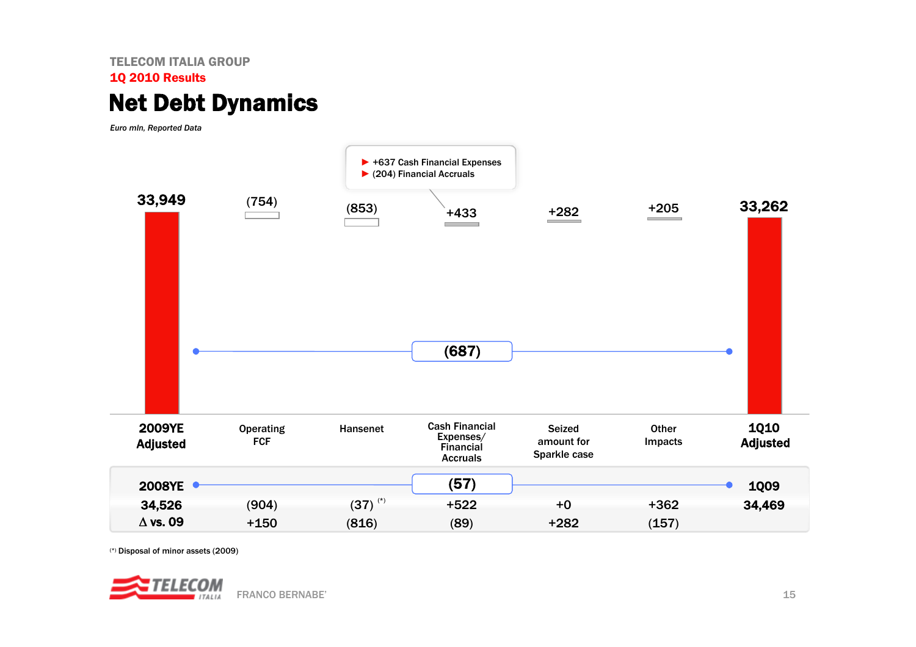TELECOM ITALIA GROUP

**1Q 2010 Results**

# Net Debt Dynamics

*Euro mln, Reported Data*

- +637 Cash Financial Expenses
- (204) Financial Accruals

| | 2009YE Adjusted | Operating FCF | Hansenet | Cash Financial Expenses/ Financial Accruals | Seized amount for Sparkle case | Other Impacts | 1Q10 Adjusted |
|---|---|---|---|---|---|---|---|
| | 33,949 | (754) | (853) | +433 | +282 | +205 | 33,262 |
| Δ 1Q10 vs. 2009YE | | | | (687) | | | |
| | 2008YE | | | (57) | | | 1Q09 |
| | 34,526 | (904) | (37) (*) | +522 | +0 | +362 | 34,469 |
| Δ vs. 09 | | +150 | (816) | (89) | +282 | (157) | |

(*) Disposal of minor assets (2009)

FRANCO BERNABE'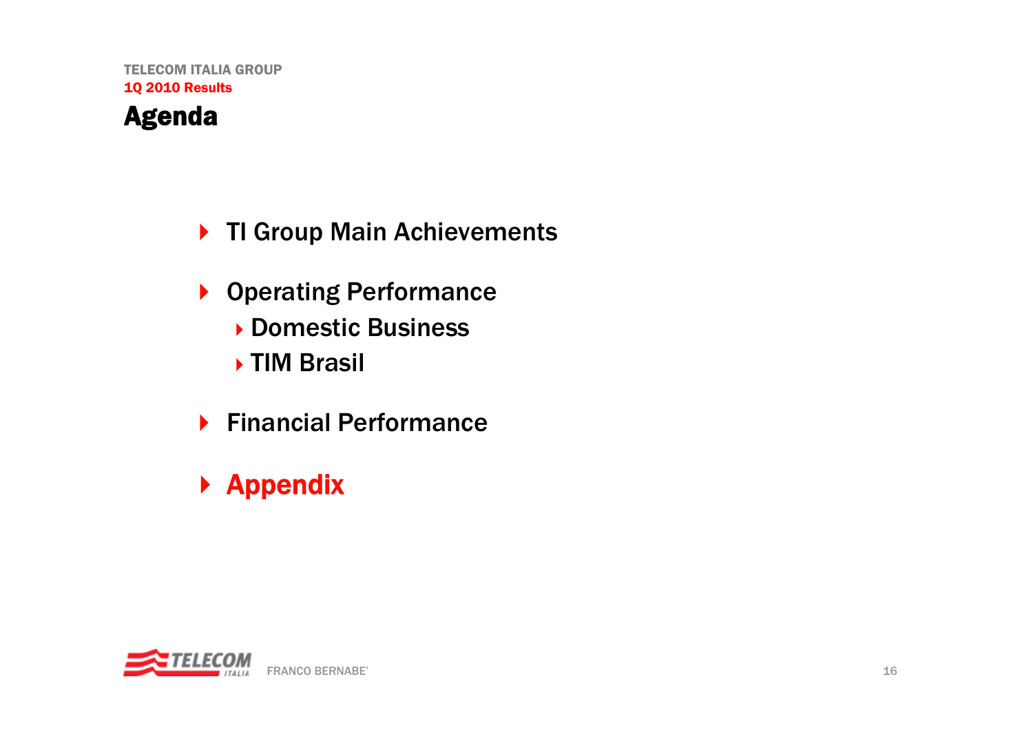TELECOM ITALIA GROUP

1Q 2010 Results

# Agenda

- TI Group Main Achievements
- Operating Performance
  - Domestic Business
  - TIM Brasil
- Financial Performance
- **Appendix**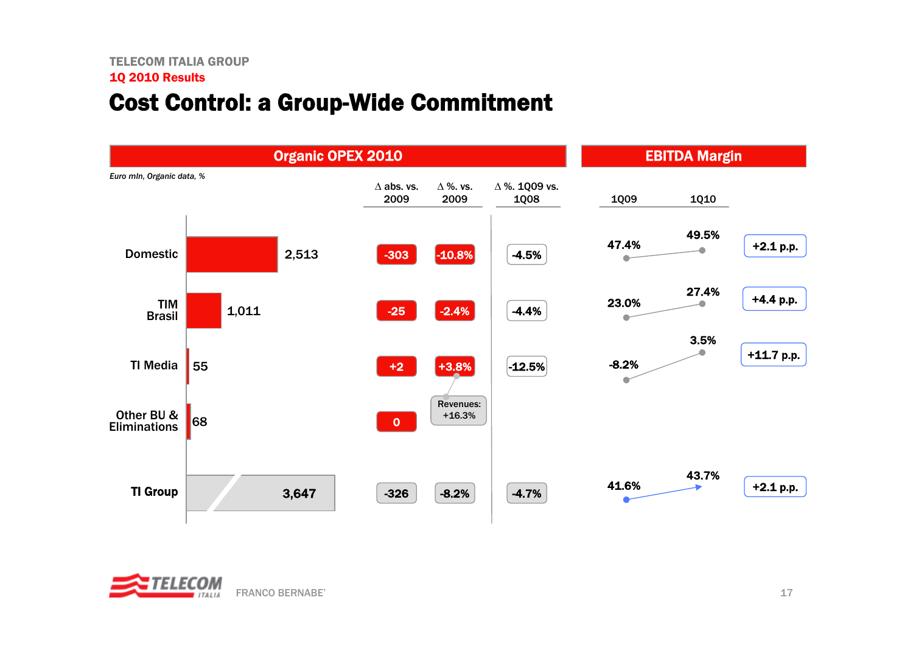TELECOM ITALIA GROUP

1Q 2010 Results

# Cost Control: a Group-Wide Commitment

## Organic OPEX 2010

*Euro mln, Organic data, %*

| | Organic OPEX 2010 | Δ abs. vs. 2009 | Δ %. vs. 2009 | Δ %. 1Q09 vs. 1Q08 |
|---|---|---|---|---|
| Domestic | 2,513 | -303 | -10.8% | -4.5% |
| TIM Brasil | 1,011 | -25 | -2.4% | -4.4% |
| TI Media | 55 | +2 | +3.8% | -12.5% |
| Other BU & Eliminations | 68 | 0 | | |
| TI Group | 3,647 | -326 | -8.2% | -4.7% |

Revenues: +16.3%

## EBITDA Margin

| | 1Q09 | 1Q10 | |
|---|---|---|---|
| Domestic | 47.4% | 49.5% | +2.1 p.p. |
| TIM Brasil | 23.0% | 27.4% | +4.4 p.p. |
| TI Media | -8.2% | 3.5% | +11.7 p.p. |
| TI Group | 41.6% | 43.7% | +2.1 p.p. |

FRANCO BERNABE'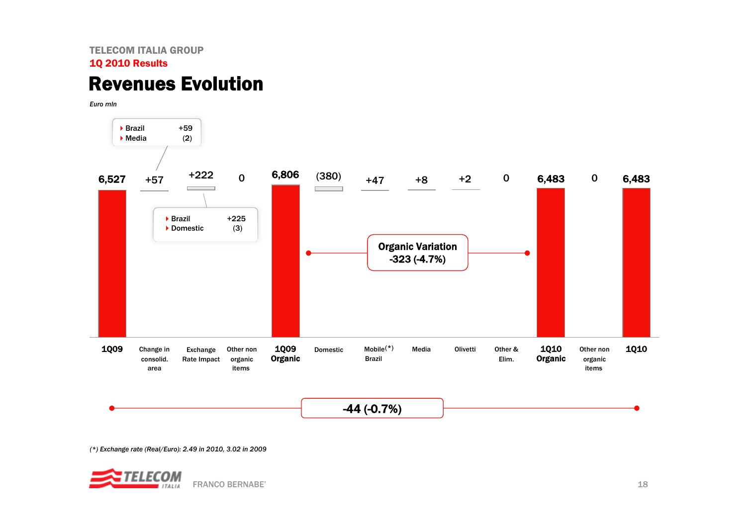TELECOM ITALIA GROUP

1Q 2010 Results

# Revenues Evolution

*Euro mln*

| 1Q09 | Change in consolid. area | Exchange Rate Impact | Other non organic items | 1Q09 Organic | Domestic | Mobile(*) Brazil | Media | Olivetti | Other & Elim. | 1Q10 Organic | Other non organic items | 1Q10 |
|---|---|---|---|---|---|---|---|---|---|---|---|---|
| 6,527 | +57 | +222 | 0 | 6,806 | (380) | +47 | +8 | +2 | 0 | 6,483 | 0 | 6,483 |

Change in consolid. area:
- Brazil +59
- Media (2)

Exchange Rate Impact:
- Brazil +225
- Domestic (3)

**Organic Variation -323 (-4.7%)**

**-44 (-0.7%)**

*(*) Exchange rate (Real/Euro): 2.49 in 2010, 3.02 in 2009*

FRANCO BERNABE'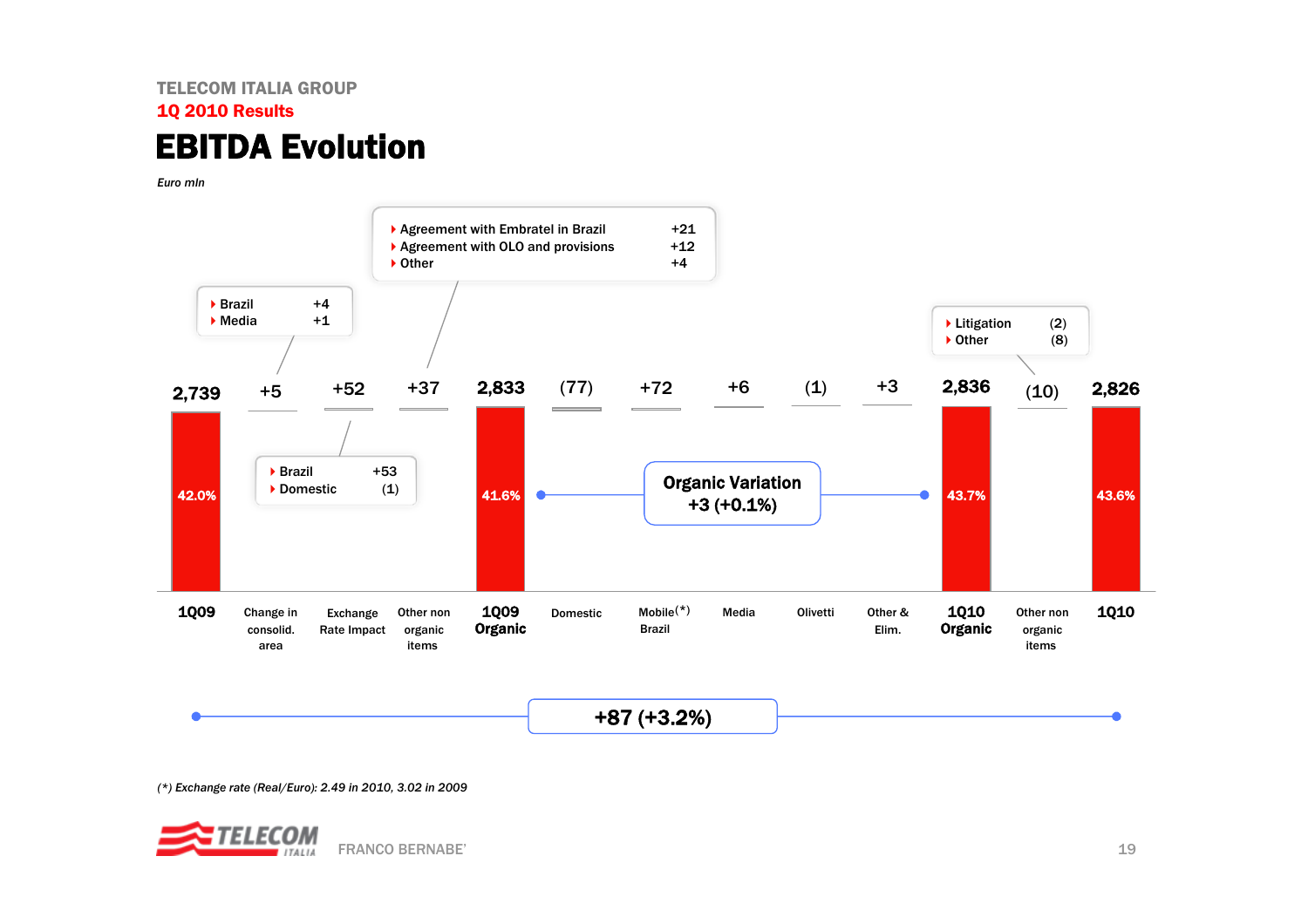TELECOM ITALIA GROUP

**1Q 2010 Results**

# EBITDA Evolution

*Euro mln*

| | 1Q09 | Change in consolid. area | Exchange Rate Impact | Other non organic items | 1Q09 Organic | Domestic | Mobile(*) Brazil | Media | Olivetti | Other & Elim. | 1Q10 Organic | Other non organic items | 1Q10 |
|---|---|---|---|---|---|---|---|---|---|---|---|---|---|
| EBITDA | 2,739 | +5 | +52 | +37 | 2,833 | (77) | +72 | +6 | (1) | +3 | 2,836 | (10) | 2,826 |
| EBITDA margin | 42.0% | | | | 41.6% | | | | | | 43.7% | | 43.6% |

Change in consolid. area:
- Brazil +4
- Media +1

Exchange Rate Impact:
- Brazil +53
- Domestic (1)

Other non organic items (1Q09):
- Agreement with Embratel in Brazil +21
- Agreement with OLO and provisions +12
- Other +4

Other non organic items (1Q10):
- Litigation (2)
- Other (8)

**Organic Variation +3 (+0.1%)**

**+87 (+3.2%)**

*(*) Exchange rate (Real/Euro): 2.49 in 2010, 3.02 in 2009*

FRANCO BERNABE'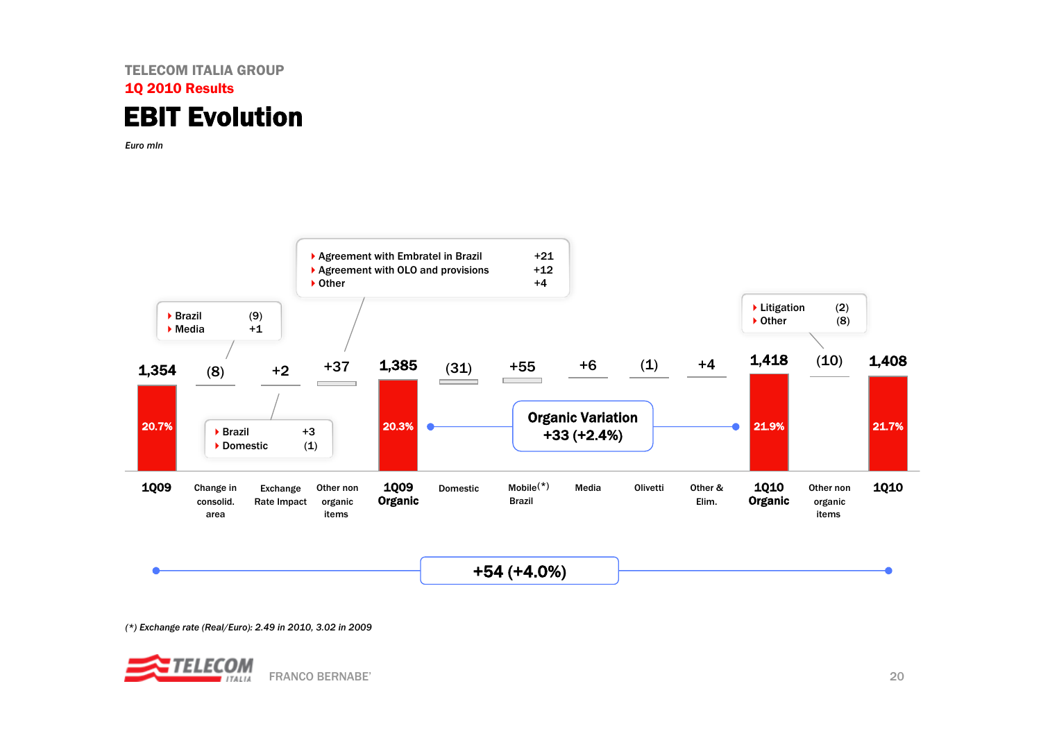TELECOM ITALIA GROUP

1Q 2010 Results

# EBIT Evolution

*Euro mln*

| | 1Q09 | Change in consolid. area | Exchange Rate Impact | Other non organic items | 1Q09 Organic | Domestic | Mobile(*) Brazil | Media | Olivetti | Other & Elim. | 1Q10 Organic | Other non organic items | 1Q10 |
|---|---|---|---|---|---|---|---|---|---|---|---|---|---|
| EBIT | 1,354 | (8) | +2 | +37 | 1,385 | (31) | +55 | +6 | (1) | +4 | 1,418 | (10) | 1,408 |
| EBIT margin | 20.7% | | | | 20.3% | | | | | | 21.9% | | 21.7% |

**Change in consolid. area (8):**
- Brazil (9)
- Media +1

**Exchange Rate Impact +2:**
- Brazil +3
- Domestic (1)

**Other non organic items (1Q09) +37:**
- Agreement with Embratel in Brazil +21
- Agreement with OLO and provisions +12
- Other +4

**Other non organic items (1Q10) (10):**
- Litigation (2)
- Other (8)

**Organic Variation +33 (+2.4%)**

**+54 (+4.0%)**

*(\*) Exchange rate (Real/Euro): 2.49 in 2010, 3.02 in 2009*

FRANCO BERNABE'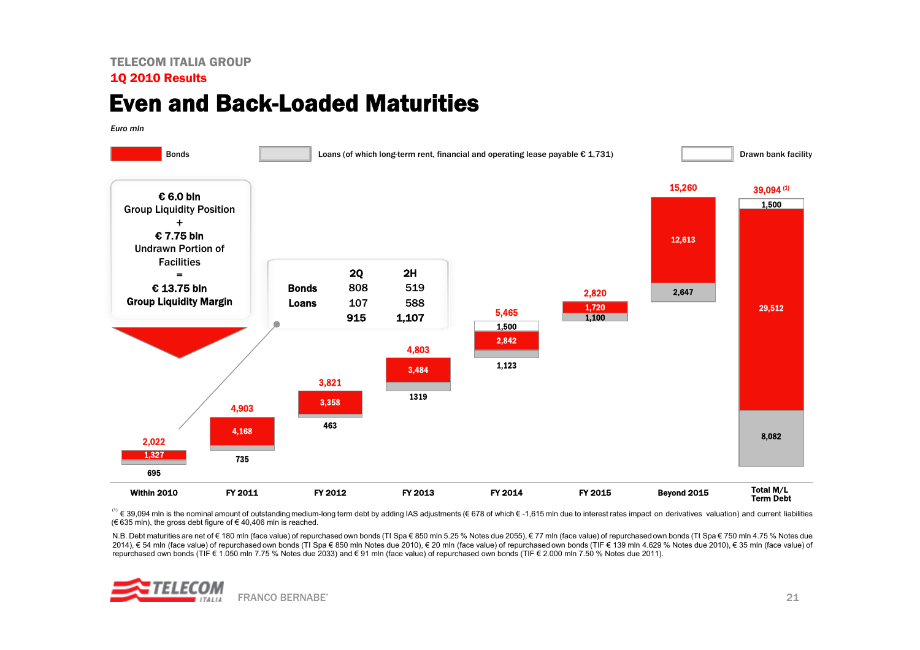TELECOM ITALIA GROUP

1Q 2010 Results

# Even and Back-Loaded Maturities

*Euro mln*

Legend: Bonds | Loans (of which long-term rent, financial and operating lease payable € 1,731) | Drawn bank facility

**€ 6.0 bln**
Group Liquidity Position
+
**€ 7.75 bln**
Undrawn Portion of Facilities
=
**€ 13.75 bln**
**Group Liquidity Margin**

| | 2Q | 2H |
|---|---|---|
| Bonds | 808 | 519 |
| Loans | 107 | 588 |
| | 915 | 1,107 |

| | Within 2010 | FY 2011 | FY 2012 | FY 2013 | FY 2014 | FY 2015 | Beyond 2015 | Total M/L Term Debt |
|---|---|---|---|---|---|---|---|---|
| Drawn bank facility | | | | | 1,500 | | | 1,500 |
| Bonds | 1,327 | 4,168 | 3,358 | 3,484 | 2,842 | 1,720 | 12,613 | 29,512 |
| Loans | 695 | 735 | 463 | 1319 | 1,123 | 1,100 | 2,647 | 8,082 |
| Total | 2,022 | 4,903 | 3,821 | 4,803 | 5,465 | 2,820 | 15,260 | 39,094 [1] |

[1] € 39,094 mln is the nominal amount of outstanding medium-long term debt by adding IAS adjustments (€ 678 of which € -1,615 mln due to interest rates impact on derivatives valuation) and current liabilities (€ 635 mln), the gross debt figure of € 40,406 mln is reached.

N.B. Debt maturities are net of € 180 mln (face value) of repurchased own bonds (TI Spa € 850 mln 5.25 % Notes due 2055), € 77 mln (face value) of repurchased own bonds (TI Spa € 750 mln 4.75 % Notes due 2014), € 54 mln (face value) of repurchased own bonds (TI Spa € 850 mln Notes due 2010), € 20 mln (face value) of repurchased own bonds (TIF € 139 mln 4.629 % Notes due 2010), € 35 mln (face value) of repurchased own bonds (TIF € 1.050 mln 7.75 % Notes due 2033) and € 91 mln (face value) of repurchased own bonds (TIF € 2.000 mln 7.50 % Notes due 2011).

FRANCO BERNABE'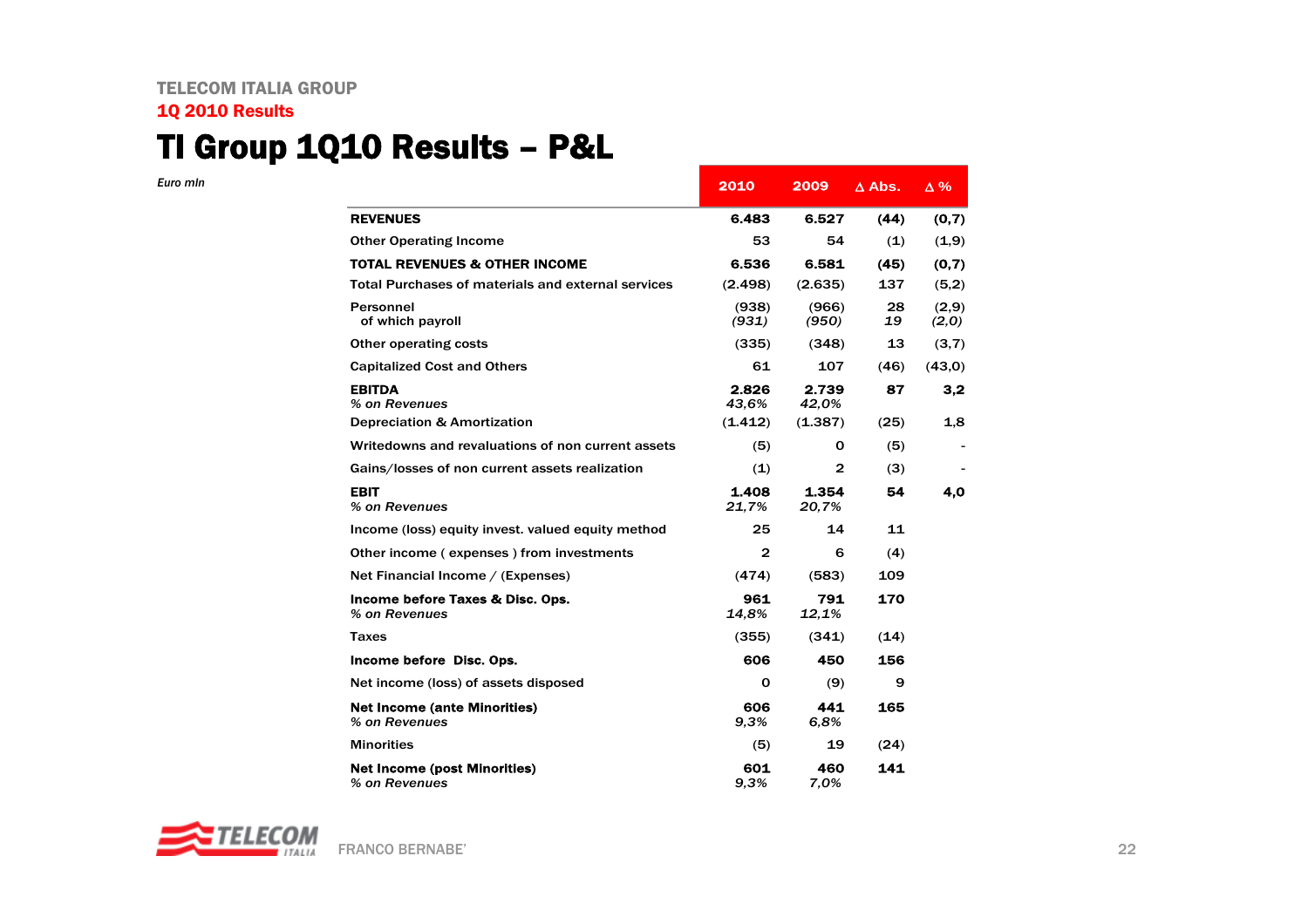TELECOM ITALIA GROUP

1Q 2010 Results

# TI Group 1Q10 Results – P&L

*Euro mln*

| | 2010 | 2009 | Δ Abs. | Δ % |
|---|---|---|---|---|
| **REVENUES** | **6.483** | **6.527** | **(44)** | **(0,7)** |
| Other Operating Income | 53 | 54 | (1) | (1,9) |
| **TOTAL REVENUES & OTHER INCOME** | **6.536** | **6.581** | **(45)** | **(0,7)** |
| Total Purchases of materials and external services | (2.498) | (2.635) | 137 | (5,2) |
| Personnel | (938) | (966) | 28 | (2,9) |
| *of which payroll* | *(931)* | *(950)* | *19* | *(2,0)* |
| Other operating costs | (335) | (348) | 13 | (3,7) |
| Capitalized Cost and Others | 61 | 107 | (46) | (43,0) |
| **EBITDA** | **2.826** | **2.739** | **87** | **3,2** |
| *% on Revenues* | *43,6%* | *42,0%* | | |
| Depreciation & Amortization | (1.412) | (1.387) | (25) | 1,8 |
| Writedowns and revaluations of non current assets | (5) | 0 | (5) | - |
| Gains/losses of non current assets realization | (1) | 2 | (3) | - |
| **EBIT** | **1.408** | **1.354** | **54** | **4,0** |
| *% on Revenues* | *21,7%* | *20,7%* | | |
| Income (loss) equity invest. valued equity method | 25 | 14 | 11 | |
| Other income ( expenses ) from investments | 2 | 6 | (4) | |
| Net Financial Income / (Expenses) | (474) | (583) | 109 | |
| **Income before Taxes & Disc. Ops.** | **961** | **791** | **170** | |
| *% on Revenues* | *14,8%* | *12,1%* | | |
| Taxes | (355) | (341) | (14) | |
| **Income before Disc. Ops.** | **606** | **450** | **156** | |
| Net income (loss) of assets disposed | 0 | (9) | 9 | |
| **Net Income (ante Minorities)** | **606** | **441** | **165** | |
| *% on Revenues* | *9,3%* | *6,8%* | | |
| Minorities | (5) | 19 | (24) | |
| **Net Income (post Minorities)** | **601** | **460** | **141** | |
| *% on Revenues* | *9,3%* | *7,0%* | | |

FRANCO BERNABE'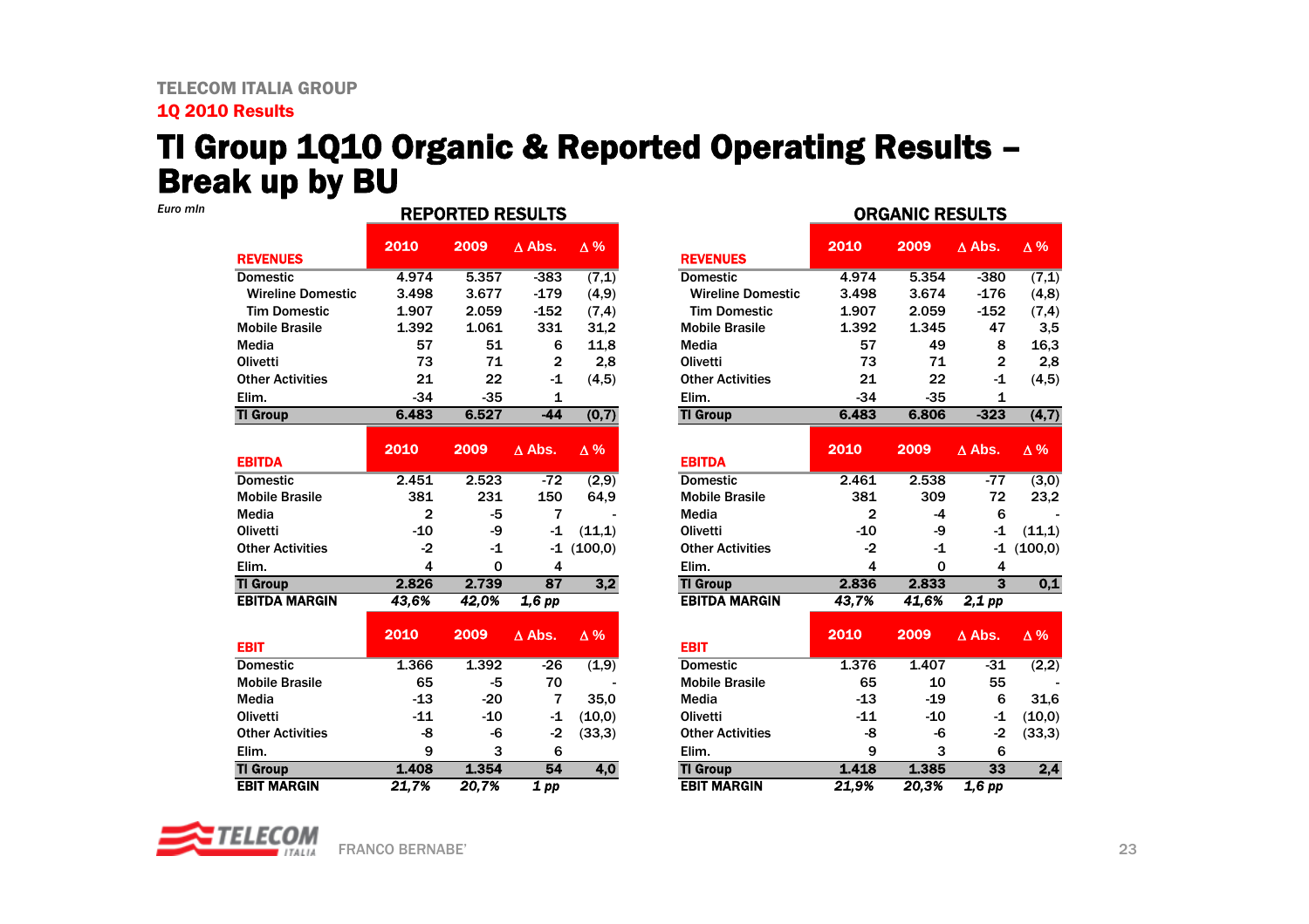TELECOM ITALIA GROUP

1Q 2010 Results

# TI Group 1Q10 Organic & Reported Operating Results – Break up by BU

*Euro mln*

## REPORTED RESULTS

| REVENUES | 2010 | 2009 | Δ Abs. | Δ % |
|---|---|---|---|---|
| Domestic | 4.974 | 5.357 | -383 | (7,1) |
| Wireline Domestic | 3.498 | 3.677 | -179 | (4,9) |
| Tim Domestic | 1.907 | 2.059 | -152 | (7,4) |
| Mobile Brasile | 1.392 | 1.061 | 331 | 31,2 |
| Media | 57 | 51 | 6 | 11,8 |
| Olivetti | 73 | 71 | 2 | 2,8 |
| Other Activities | 21 | 22 | -1 | (4,5) |
| Elim. | -34 | -35 | 1 | |
| **TI Group** | **6.483** | **6.527** | **-44** | **(0,7)** |

| EBITDA | 2010 | 2009 | Δ Abs. | Δ % |
|---|---|---|---|---|
| Domestic | 2.451 | 2.523 | -72 | (2,9) |
| Mobile Brasile | 381 | 231 | 150 | 64,9 |
| Media | 2 | -5 | 7 | - |
| Olivetti | -10 | -9 | -1 | (11,1) |
| Other Activities | -2 | -1 | -1 | (100,0) |
| Elim. | 4 | 0 | 4 | |
| **TI Group** | **2.826** | **2.739** | **87** | **3,2** |
| **EBITDA MARGIN** | *43,6%* | *42,0%* | *1,6 pp* | |

| EBIT | 2010 | 2009 | Δ Abs. | Δ % |
|---|---|---|---|---|
| Domestic | 1.366 | 1.392 | -26 | (1,9) |
| Mobile Brasile | 65 | -5 | 70 | - |
| Media | -13 | -20 | 7 | 35,0 |
| Olivetti | -11 | -10 | -1 | (10,0) |
| Other Activities | -8 | -6 | -2 | (33,3) |
| Elim. | 9 | 3 | 6 | |
| **TI Group** | **1.408** | **1.354** | **54** | **4,0** |
| **EBIT MARGIN** | *21,7%* | *20,7%* | *1 pp* | |

## ORGANIC RESULTS

| REVENUES | 2010 | 2009 | Δ Abs. | Δ % |
|---|---|---|---|---|
| Domestic | 4.974 | 5.354 | -380 | (7,1) |
| Wireline Domestic | 3.498 | 3.674 | -176 | (4,8) |
| Tim Domestic | 1.907 | 2.059 | -152 | (7,4) |
| Mobile Brasile | 1.392 | 1.345 | 47 | 3,5 |
| Media | 57 | 49 | 8 | 16,3 |
| Olivetti | 73 | 71 | 2 | 2,8 |
| Other Activities | 21 | 22 | -1 | (4,5) |
| Elim. | -34 | -35 | 1 | |
| **TI Group** | **6.483** | **6.806** | **-323** | **(4,7)** |

| EBITDA | 2010 | 2009 | Δ Abs. | Δ % |
|---|---|---|---|---|
| Domestic | 2.461 | 2.538 | -77 | (3,0) |
| Mobile Brasile | 381 | 309 | 72 | 23,2 |
| Media | 2 | -4 | 6 | - |
| Olivetti | -10 | -9 | -1 | (11,1) |
| Other Activities | -2 | -1 | -1 | (100,0) |
| Elim. | 4 | 0 | 4 | |
| **TI Group** | **2.836** | **2.833** | **3** | **0,1** |
| **EBITDA MARGIN** | *43,7%* | *41,6%* | *2,1 pp* | |

| EBIT | 2010 | 2009 | Δ Abs. | Δ % |
|---|---|---|---|---|
| Domestic | 1.376 | 1.407 | -31 | (2,2) |
| Mobile Brasile | 65 | 10 | 55 | - |
| Media | -13 | -19 | 6 | 31,6 |
| Olivetti | -11 | -10 | -1 | (10,0) |
| Other Activities | -8 | -6 | -2 | (33,3) |
| Elim. | 9 | 3 | 6 | |
| **TI Group** | **1.418** | **1.385** | **33** | **2,4** |
| **EBIT MARGIN** | *21,9%* | *20,3%* | *1,6 pp* | |

FRANCO BERNABE'